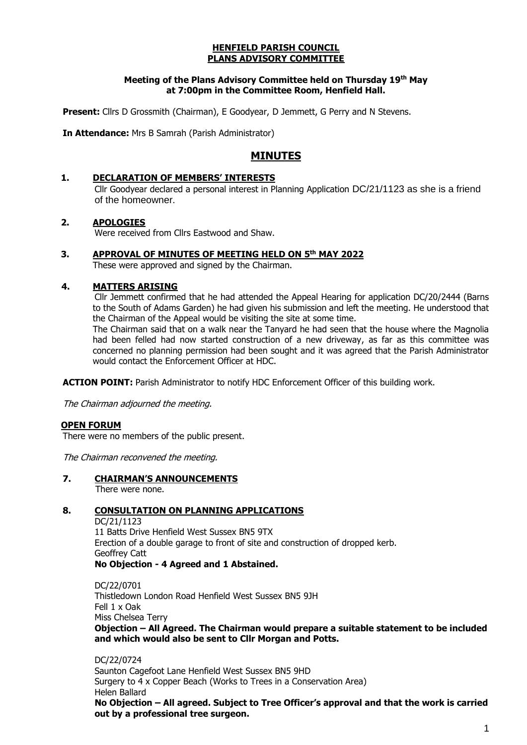**HENFIELD PARISH COUNCIL**
**PLANS ADVISORY COMMITTEE**

**Meeting of the Plans Advisory Committee held on Thursday 19th May at 7:00pm in the Committee Room, Henfield Hall.**

**Present:** Cllrs D Grossmith (Chairman), E Goodyear, D Jemmett, G Perry and N Stevens.

**In Attendance:** Mrs B Samrah (Parish Administrator)

# MINUTES

## 1. DECLARATION OF MEMBERS' INTERESTS

Cllr Goodyear declared a personal interest in Planning Application DC/21/1123 as she is a friend of the homeowner.

## 2. APOLOGIES

Were received from Cllrs Eastwood and Shaw.

## 3. APPROVAL OF MINUTES OF MEETING HELD ON 5th MAY 2022

These were approved and signed by the Chairman.

## 4. MATTERS ARISING

Cllr Jemmett confirmed that he had attended the Appeal Hearing for application DC/20/2444 (Barns to the South of Adams Garden) he had given his submission and left the meeting. He understood that the Chairman of the Appeal would be visiting the site at some time.

The Chairman said that on a walk near the Tanyard he had seen that the house where the Magnolia had been felled had now started construction of a new driveway, as far as this committee was concerned no planning permission had been sought and it was agreed that the Parish Administrator would contact the Enforcement Officer at HDC.

**ACTION POINT:** Parish Administrator to notify HDC Enforcement Officer of this building work.

*The Chairman adjourned the meeting.*

**OPEN FORUM**

There were no members of the public present.

*The Chairman reconvened the meeting.*

## 7. CHAIRMAN'S ANNOUNCEMENTS

There were none.

## 8. CONSULTATION ON PLANNING APPLICATIONS

DC/21/1123
11 Batts Drive Henfield West Sussex BN5 9TX
Erection of a double garage to front of site and construction of dropped kerb.
Geoffrey Catt
**No Objection - 4 Agreed and 1 Abstained.**

DC/22/0701
Thistledown London Road Henfield West Sussex BN5 9JH
Fell 1 x Oak
Miss Chelsea Terry
**Objection – All Agreed. The Chairman would prepare a suitable statement to be included and which would also be sent to Cllr Morgan and Potts.**

DC/22/0724
Saunton Cagefoot Lane Henfield West Sussex BN5 9HD
Surgery to 4 x Copper Beach (Works to Trees in a Conservation Area)
Helen Ballard
**No Objection – All agreed. Subject to Tree Officer's approval and that the work is carried out by a professional tree surgeon.**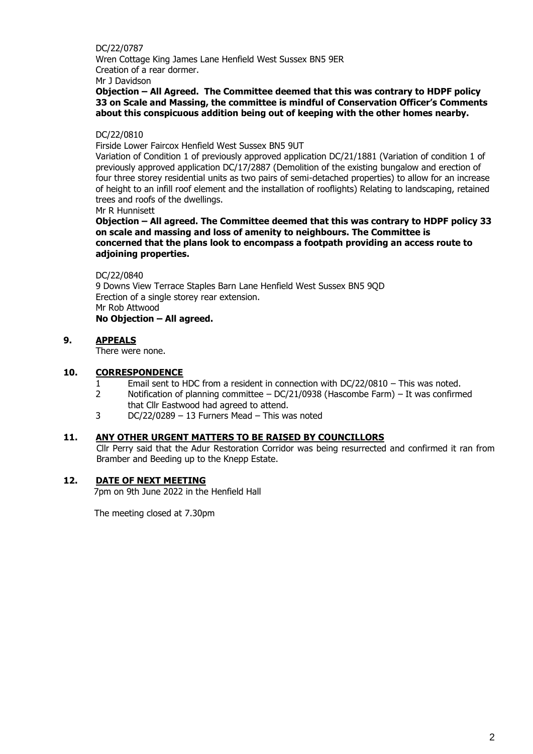DC/22/0787
Wren Cottage King James Lane Henfield West Sussex BN5 9ER
Creation of a rear dormer.
Mr J Davidson
**Objection – All Agreed. The Committee deemed that this was contrary to HDPF policy 33 on Scale and Massing, the committee is mindful of Conservation Officer's Comments about this conspicuous addition being out of keeping with the other homes nearby.**

DC/22/0810
Firside Lower Faircox Henfield West Sussex BN5 9UT
Variation of Condition 1 of previously approved application DC/21/1881 (Variation of condition 1 of previously approved application DC/17/2887 (Demolition of the existing bungalow and erection of four three storey residential units as two pairs of semi-detached properties) to allow for an increase of height to an infill roof element and the installation of rooflights) Relating to landscaping, retained trees and roofs of the dwellings.
Mr R Hunnisett
**Objection – All agreed. The Committee deemed that this was contrary to HDPF policy 33 on scale and massing and loss of amenity to neighbours. The Committee is concerned that the plans look to encompass a footpath providing an access route to adjoining properties.**

DC/22/0840
9 Downs View Terrace Staples Barn Lane Henfield West Sussex BN5 9QD
Erection of a single storey rear extension.
Mr Rob Attwood
**No Objection – All agreed.**

## 9. APPEALS

There were none.

## 10. CORRESPONDENCE

1. Email sent to HDC from a resident in connection with DC/22/0810 – This was noted.
2. Notification of planning committee – DC/21/0938 (Hascombe Farm) – It was confirmed that Cllr Eastwood had agreed to attend.
3. DC/22/0289 – 13 Furners Mead – This was noted

## 11. ANY OTHER URGENT MATTERS TO BE RAISED BY COUNCILLORS

Cllr Perry said that the Adur Restoration Corridor was being resurrected and confirmed it ran from Bramber and Beeding up to the Knepp Estate.

## 12. DATE OF NEXT MEETING

7pm on 9th June 2022 in the Henfield Hall

The meeting closed at 7.30pm